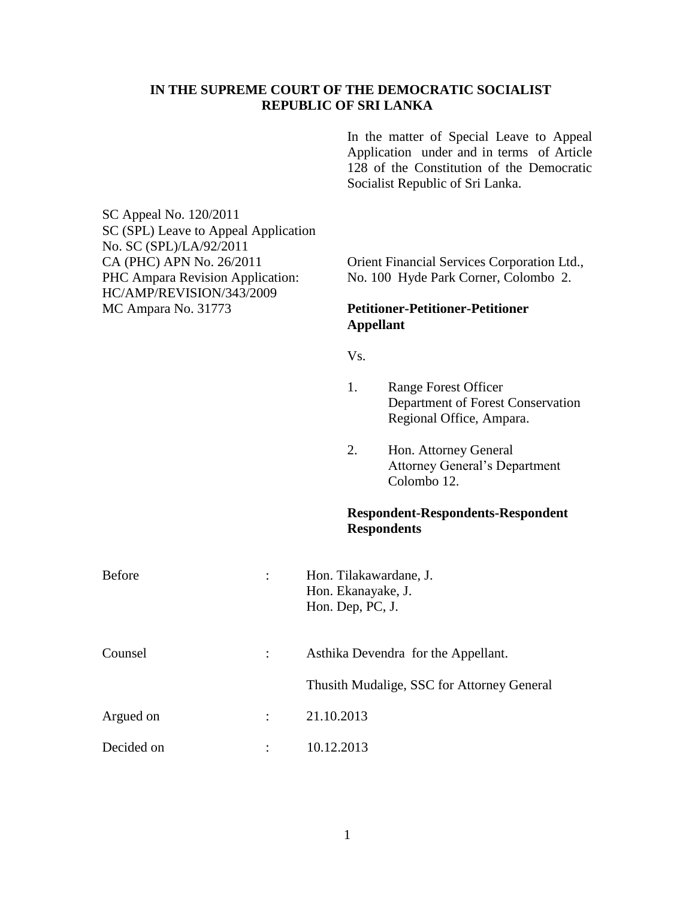**IN THE SUPREME COURT OF THE DEMOCRATIC SOCIALIST REPUBLIC OF SRI LANKA**

In the matter of Special Leave to Appeal Application under and in terms of Article 128 of the Constitution of the Democratic Socialist Republic of Sri Lanka.

SC Appeal No. 120/2011
SC (SPL) Leave to Appeal Application No. SC (SPL)/LA/92/2011
CA (PHC) APN No. 26/2011
PHC Ampara Revision Application: HC/AMP/REVISION/343/2009
MC Ampara No. 31773

Orient Financial Services Corporation Ltd.,
No. 100 Hyde Park Corner, Colombo 2.

**Petitioner-Petitioner-Petitioner Appellant**

Vs.

1. Range Forest Officer
   Department of Forest Conservation
   Regional Office, Ampara.

2. Hon. Attorney General
   Attorney General's Department
   Colombo 12.

**Respondent-Respondents-Respondent Respondents**

Before : Hon. Tilakawardane, J.
Hon. Ekanayake, J.
Hon. Dep, PC, J.

Counsel : Asthika Devendra for the Appellant.

Thusith Mudalige, SSC for Attorney General

Argued on : 21.10.2013

Decided on : 10.12.2013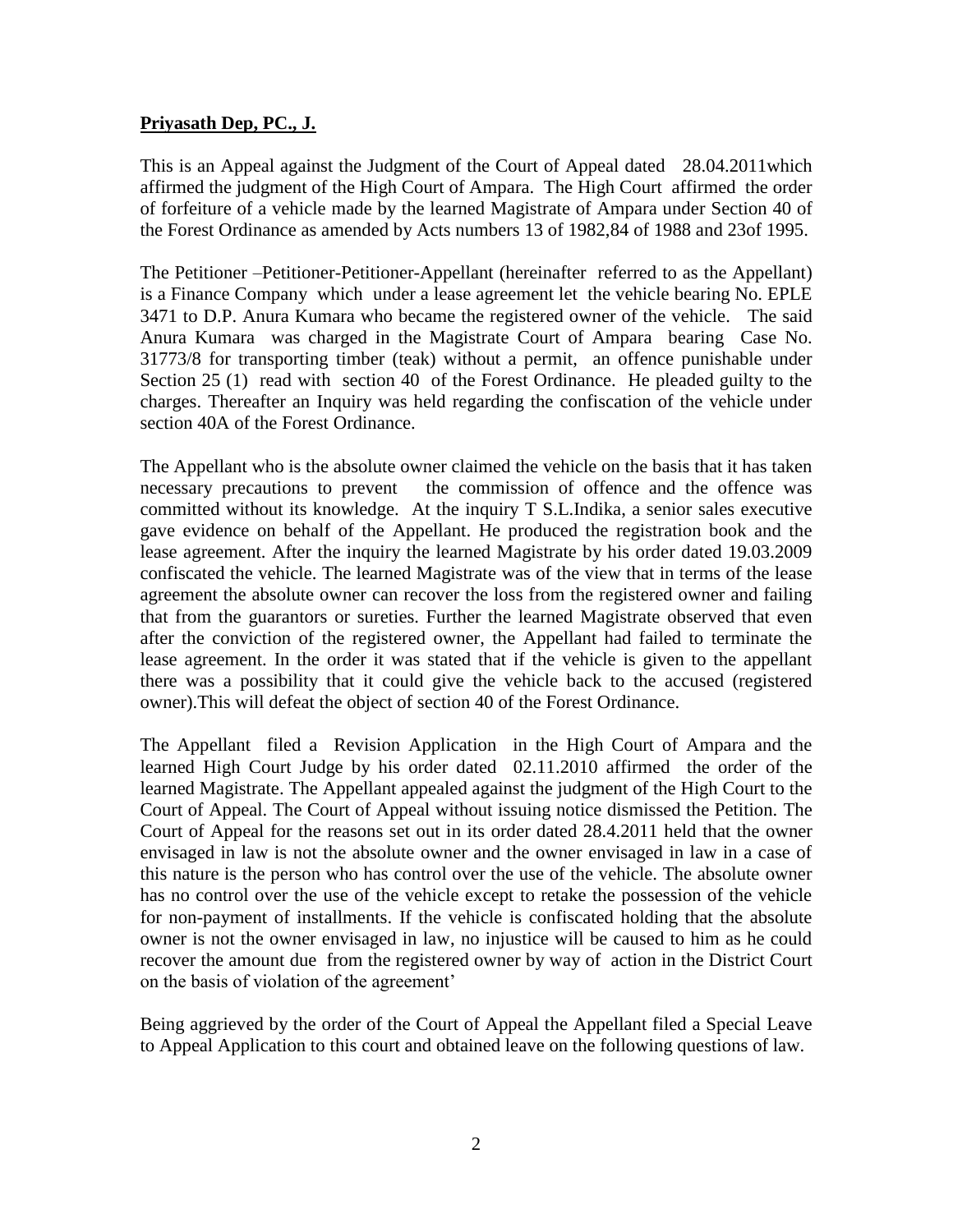**Priyasath Dep, PC., J.**

This is an Appeal against the Judgment of the Court of Appeal dated 28.04.2011which affirmed the judgment of the High Court of Ampara. The High Court affirmed the order of forfeiture of a vehicle made by the learned Magistrate of Ampara under Section 40 of the Forest Ordinance as amended by Acts numbers 13 of 1982,84 of 1988 and 23of 1995.

The Petitioner –Petitioner-Petitioner-Appellant (hereinafter referred to as the Appellant) is a Finance Company which under a lease agreement let the vehicle bearing No. EPLE 3471 to D.P. Anura Kumara who became the registered owner of the vehicle. The said Anura Kumara was charged in the Magistrate Court of Ampara bearing Case No. 31773/8 for transporting timber (teak) without a permit, an offence punishable under Section 25 (1) read with section 40 of the Forest Ordinance. He pleaded guilty to the charges. Thereafter an Inquiry was held regarding the confiscation of the vehicle under section 40A of the Forest Ordinance.

The Appellant who is the absolute owner claimed the vehicle on the basis that it has taken necessary precautions to prevent the commission of offence and the offence was committed without its knowledge. At the inquiry T S.L.Indika, a senior sales executive gave evidence on behalf of the Appellant. He produced the registration book and the lease agreement. After the inquiry the learned Magistrate by his order dated 19.03.2009 confiscated the vehicle. The learned Magistrate was of the view that in terms of the lease agreement the absolute owner can recover the loss from the registered owner and failing that from the guarantors or sureties. Further the learned Magistrate observed that even after the conviction of the registered owner, the Appellant had failed to terminate the lease agreement. In the order it was stated that if the vehicle is given to the appellant there was a possibility that it could give the vehicle back to the accused (registered owner).This will defeat the object of section 40 of the Forest Ordinance.

The Appellant filed a Revision Application in the High Court of Ampara and the learned High Court Judge by his order dated 02.11.2010 affirmed the order of the learned Magistrate. The Appellant appealed against the judgment of the High Court to the Court of Appeal. The Court of Appeal without issuing notice dismissed the Petition. The Court of Appeal for the reasons set out in its order dated 28.4.2011 held that the owner envisaged in law is not the absolute owner and the owner envisaged in law in a case of this nature is the person who has control over the use of the vehicle. The absolute owner has no control over the use of the vehicle except to retake the possession of the vehicle for non-payment of installments. If the vehicle is confiscated holding that the absolute owner is not the owner envisaged in law, no injustice will be caused to him as he could recover the amount due from the registered owner by way of action in the District Court on the basis of violation of the agreement'

Being aggrieved by the order of the Court of Appeal the Appellant filed a Special Leave to Appeal Application to this court and obtained leave on the following questions of law.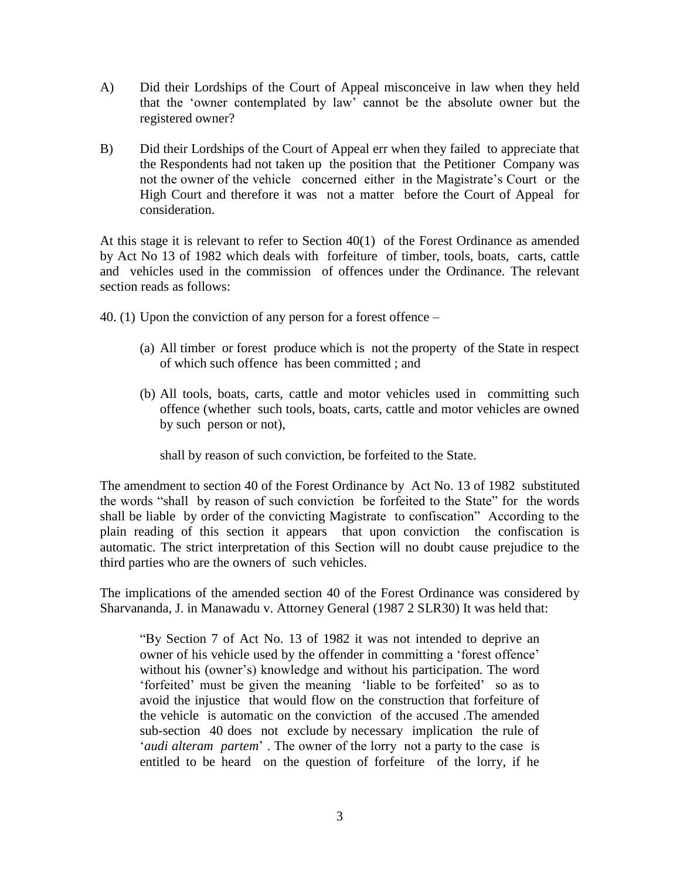A) Did their Lordships of the Court of Appeal misconceive in law when they held that the 'owner contemplated by law' cannot be the absolute owner but the registered owner?

B) Did their Lordships of the Court of Appeal err when they failed to appreciate that the Respondents had not taken up the position that the Petitioner Company was not the owner of the vehicle concerned either in the Magistrate's Court or the High Court and therefore it was not a matter before the Court of Appeal for consideration.

At this stage it is relevant to refer to Section 40(1) of the Forest Ordinance as amended by Act No 13 of 1982 which deals with forfeiture of timber, tools, boats, carts, cattle and vehicles used in the commission of offences under the Ordinance. The relevant section reads as follows:

40. (1) Upon the conviction of any person for a forest offence –

> (a) All timber or forest produce which is not the property of the State in respect of which such offence has been committed ; and
>
> (b) All tools, boats, carts, cattle and motor vehicles used in committing such offence (whether such tools, boats, carts, cattle and motor vehicles are owned by such person or not),
>
> shall by reason of such conviction, be forfeited to the State.

The amendment to section 40 of the Forest Ordinance by Act No. 13 of 1982 substituted the words "shall by reason of such conviction be forfeited to the State" for the words shall be liable by order of the convicting Magistrate to confiscation" According to the plain reading of this section it appears that upon conviction the confiscation is automatic. The strict interpretation of this Section will no doubt cause prejudice to the third parties who are the owners of such vehicles.

The implications of the amended section 40 of the Forest Ordinance was considered by Sharvananda, J. in Manawadu v. Attorney General (1987 2 SLR30) It was held that:

> "By Section 7 of Act No. 13 of 1982 it was not intended to deprive an owner of his vehicle used by the offender in committing a 'forest offence' without his (owner's) knowledge and without his participation. The word 'forfeited' must be given the meaning 'liable to be forfeited' so as to avoid the injustice that would flow on the construction that forfeiture of the vehicle is automatic on the conviction of the accused .The amended sub-section 40 does not exclude by necessary implication the rule of '*audi alteram partem*' . The owner of the lorry not a party to the case is entitled to be heard on the question of forfeiture of the lorry, if he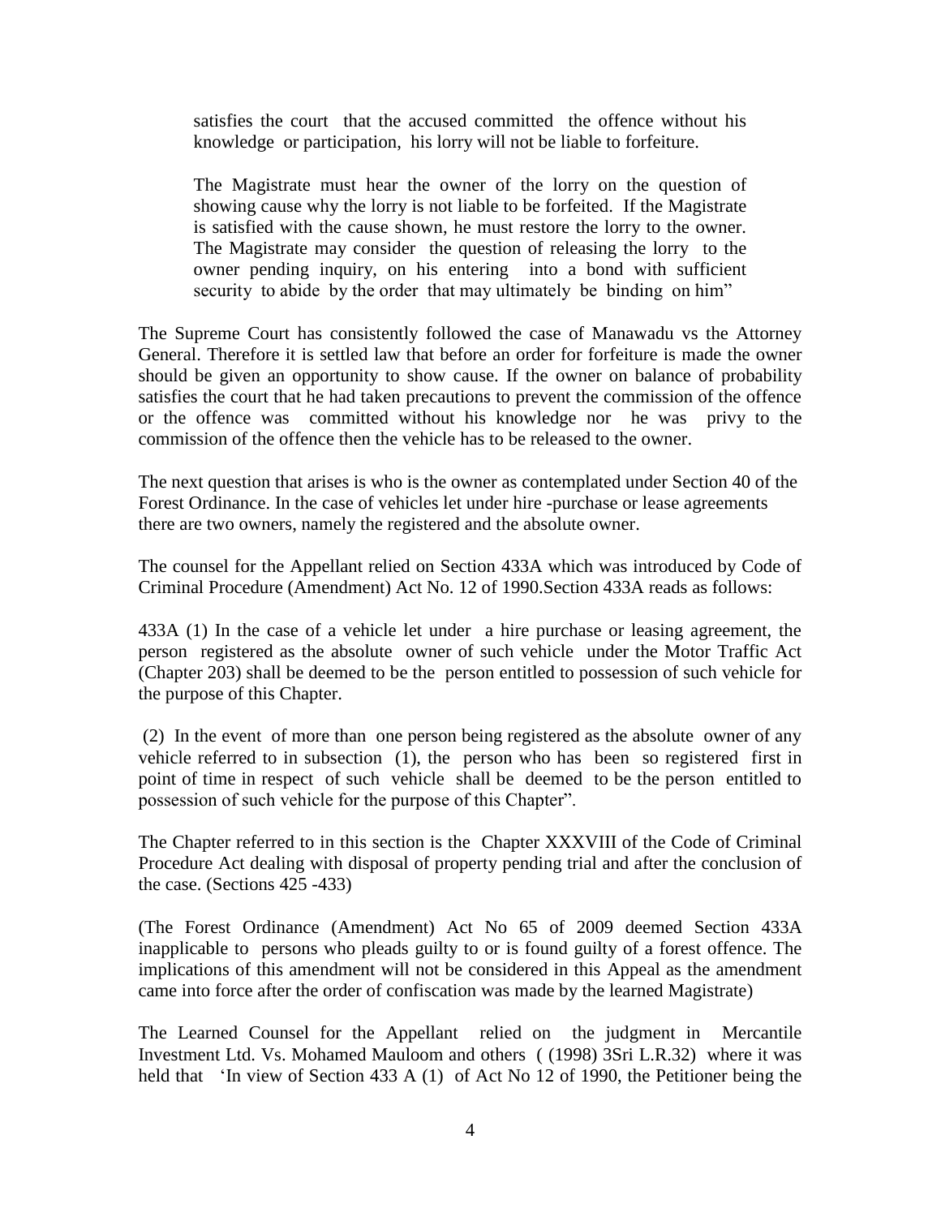> satisfies the court that the accused committed the offence without his knowledge or participation, his lorry will not be liable to forfeiture.
>
> The Magistrate must hear the owner of the lorry on the question of showing cause why the lorry is not liable to be forfeited. If the Magistrate is satisfied with the cause shown, he must restore the lorry to the owner. The Magistrate may consider the question of releasing the lorry to the owner pending inquiry, on his entering into a bond with sufficient security to abide by the order that may ultimately be binding on him"

The Supreme Court has consistently followed the case of Manawadu vs the Attorney General. Therefore it is settled law that before an order for forfeiture is made the owner should be given an opportunity to show cause. If the owner on balance of probability satisfies the court that he had taken precautions to prevent the commission of the offence or the offence was committed without his knowledge nor he was privy to the commission of the offence then the vehicle has to be released to the owner.

The next question that arises is who is the owner as contemplated under Section 40 of the Forest Ordinance. In the case of vehicles let under hire -purchase or lease agreements there are two owners, namely the registered and the absolute owner.

The counsel for the Appellant relied on Section 433A which was introduced by Code of Criminal Procedure (Amendment) Act No. 12 of 1990.Section 433A reads as follows:

433A (1) In the case of a vehicle let under a hire purchase or leasing agreement, the person registered as the absolute owner of such vehicle under the Motor Traffic Act (Chapter 203) shall be deemed to be the person entitled to possession of such vehicle for the purpose of this Chapter.

(2) In the event of more than one person being registered as the absolute owner of any vehicle referred to in subsection (1), the person who has been so registered first in point of time in respect of such vehicle shall be deemed to be the person entitled to possession of such vehicle for the purpose of this Chapter".

The Chapter referred to in this section is the Chapter XXXVIII of the Code of Criminal Procedure Act dealing with disposal of property pending trial and after the conclusion of the case. (Sections 425 -433)

(The Forest Ordinance (Amendment) Act No 65 of 2009 deemed Section 433A inapplicable to persons who pleads guilty to or is found guilty of a forest offence. The implications of this amendment will not be considered in this Appeal as the amendment came into force after the order of confiscation was made by the learned Magistrate)

The Learned Counsel for the Appellant relied on the judgment in Mercantile Investment Ltd. Vs. Mohamed Mauloom and others ( (1998) 3Sri L.R.32) where it was held that 'In view of Section 433 A (1) of Act No 12 of 1990, the Petitioner being the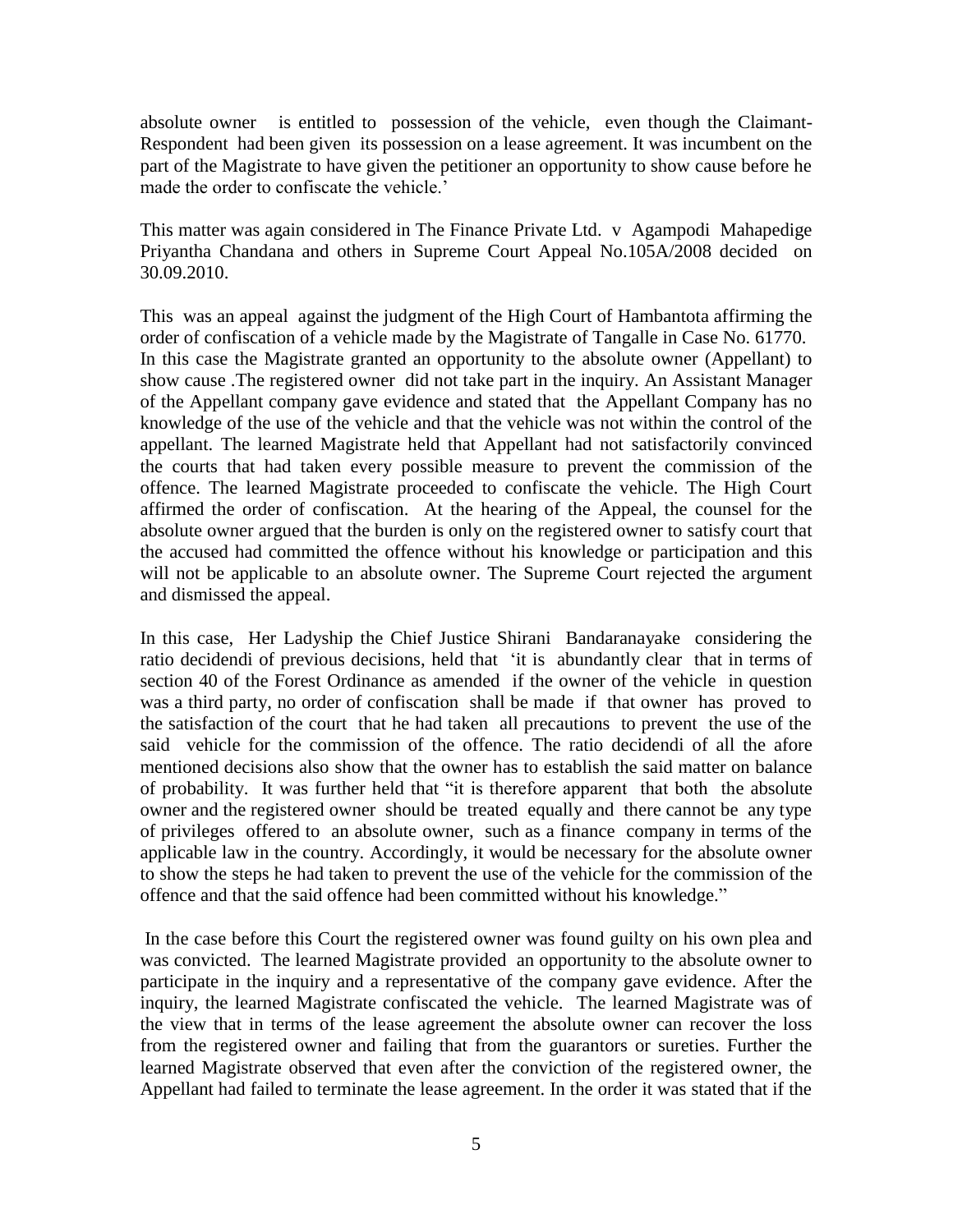absolute owner is entitled to possession of the vehicle, even though the Claimant-Respondent had been given its possession on a lease agreement. It was incumbent on the part of the Magistrate to have given the petitioner an opportunity to show cause before he made the order to confiscate the vehicle.'

This matter was again considered in The Finance Private Ltd. v Agampodi Mahapedige Priyantha Chandana and others in Supreme Court Appeal No.105A/2008 decided on 30.09.2010.

This was an appeal against the judgment of the High Court of Hambantota affirming the order of confiscation of a vehicle made by the Magistrate of Tangalle in Case No. 61770. In this case the Magistrate granted an opportunity to the absolute owner (Appellant) to show cause .The registered owner did not take part in the inquiry. An Assistant Manager of the Appellant company gave evidence and stated that the Appellant Company has no knowledge of the use of the vehicle and that the vehicle was not within the control of the appellant. The learned Magistrate held that Appellant had not satisfactorily convinced the courts that had taken every possible measure to prevent the commission of the offence. The learned Magistrate proceeded to confiscate the vehicle. The High Court affirmed the order of confiscation. At the hearing of the Appeal, the counsel for the absolute owner argued that the burden is only on the registered owner to satisfy court that the accused had committed the offence without his knowledge or participation and this will not be applicable to an absolute owner. The Supreme Court rejected the argument and dismissed the appeal.

In this case, Her Ladyship the Chief Justice Shirani Bandaranayake considering the ratio decidendi of previous decisions, held that 'it is abundantly clear that in terms of section 40 of the Forest Ordinance as amended if the owner of the vehicle in question was a third party, no order of confiscation shall be made if that owner has proved to the satisfaction of the court that he had taken all precautions to prevent the use of the said vehicle for the commission of the offence. The ratio decidendi of all the afore mentioned decisions also show that the owner has to establish the said matter on balance of probability. It was further held that "it is therefore apparent that both the absolute owner and the registered owner should be treated equally and there cannot be any type of privileges offered to an absolute owner, such as a finance company in terms of the applicable law in the country. Accordingly, it would be necessary for the absolute owner to show the steps he had taken to prevent the use of the vehicle for the commission of the offence and that the said offence had been committed without his knowledge."

In the case before this Court the registered owner was found guilty on his own plea and was convicted. The learned Magistrate provided an opportunity to the absolute owner to participate in the inquiry and a representative of the company gave evidence. After the inquiry, the learned Magistrate confiscated the vehicle. The learned Magistrate was of the view that in terms of the lease agreement the absolute owner can recover the loss from the registered owner and failing that from the guarantors or sureties. Further the learned Magistrate observed that even after the conviction of the registered owner, the Appellant had failed to terminate the lease agreement. In the order it was stated that if the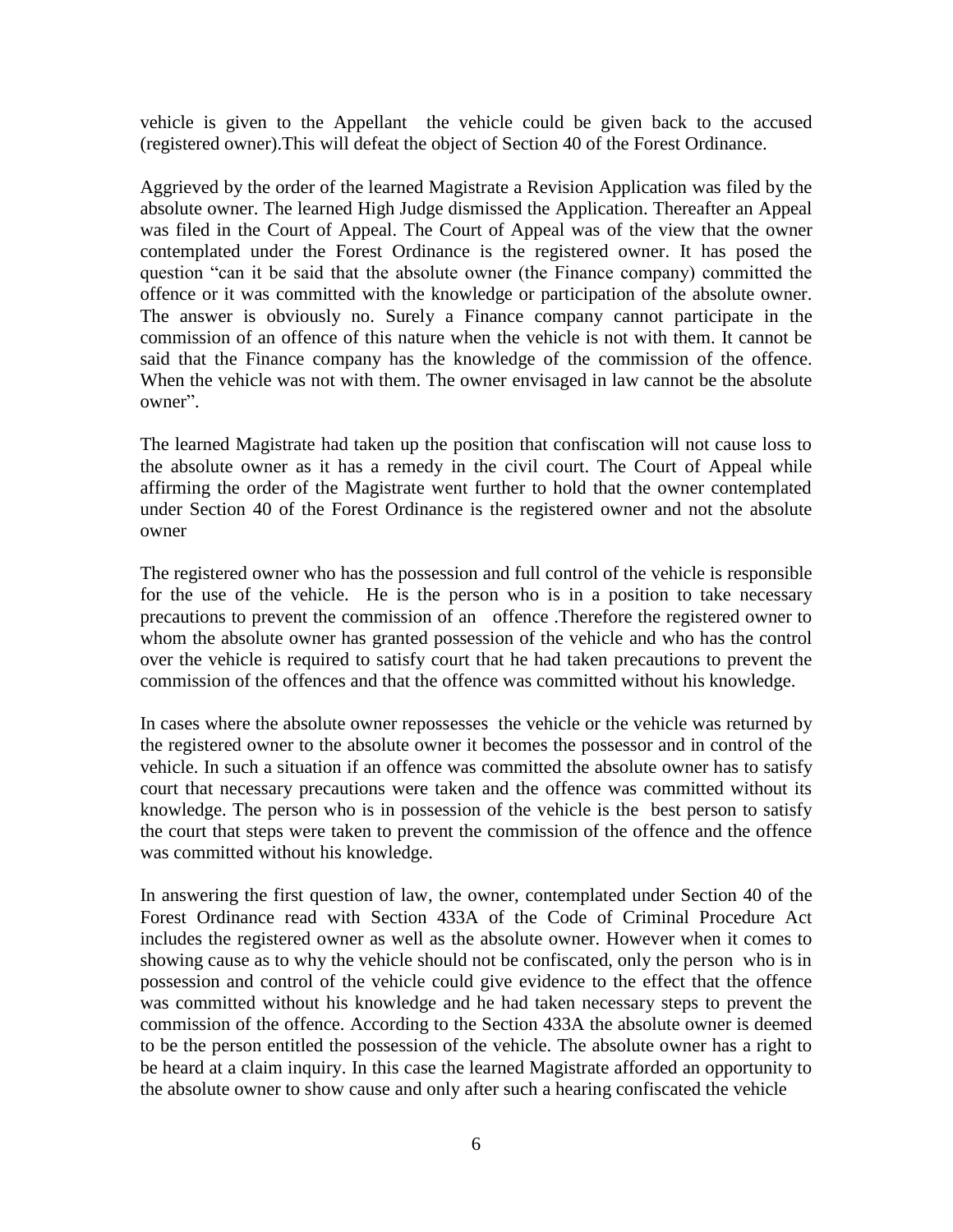vehicle is given to the Appellant the vehicle could be given back to the accused (registered owner).This will defeat the object of Section 40 of the Forest Ordinance.

Aggrieved by the order of the learned Magistrate a Revision Application was filed by the absolute owner. The learned High Judge dismissed the Application. Thereafter an Appeal was filed in the Court of Appeal. The Court of Appeal was of the view that the owner contemplated under the Forest Ordinance is the registered owner. It has posed the question "can it be said that the absolute owner (the Finance company) committed the offence or it was committed with the knowledge or participation of the absolute owner. The answer is obviously no. Surely a Finance company cannot participate in the commission of an offence of this nature when the vehicle is not with them. It cannot be said that the Finance company has the knowledge of the commission of the offence. When the vehicle was not with them. The owner envisaged in law cannot be the absolute owner".

The learned Magistrate had taken up the position that confiscation will not cause loss to the absolute owner as it has a remedy in the civil court. The Court of Appeal while affirming the order of the Magistrate went further to hold that the owner contemplated under Section 40 of the Forest Ordinance is the registered owner and not the absolute owner

The registered owner who has the possession and full control of the vehicle is responsible for the use of the vehicle. He is the person who is in a position to take necessary precautions to prevent the commission of an offence .Therefore the registered owner to whom the absolute owner has granted possession of the vehicle and who has the control over the vehicle is required to satisfy court that he had taken precautions to prevent the commission of the offences and that the offence was committed without his knowledge.

In cases where the absolute owner repossesses the vehicle or the vehicle was returned by the registered owner to the absolute owner it becomes the possessor and in control of the vehicle. In such a situation if an offence was committed the absolute owner has to satisfy court that necessary precautions were taken and the offence was committed without its knowledge. The person who is in possession of the vehicle is the best person to satisfy the court that steps were taken to prevent the commission of the offence and the offence was committed without his knowledge.

In answering the first question of law, the owner, contemplated under Section 40 of the Forest Ordinance read with Section 433A of the Code of Criminal Procedure Act includes the registered owner as well as the absolute owner. However when it comes to showing cause as to why the vehicle should not be confiscated, only the person who is in possession and control of the vehicle could give evidence to the effect that the offence was committed without his knowledge and he had taken necessary steps to prevent the commission of the offence. According to the Section 433A the absolute owner is deemed to be the person entitled the possession of the vehicle. The absolute owner has a right to be heard at a claim inquiry. In this case the learned Magistrate afforded an opportunity to the absolute owner to show cause and only after such a hearing confiscated the vehicle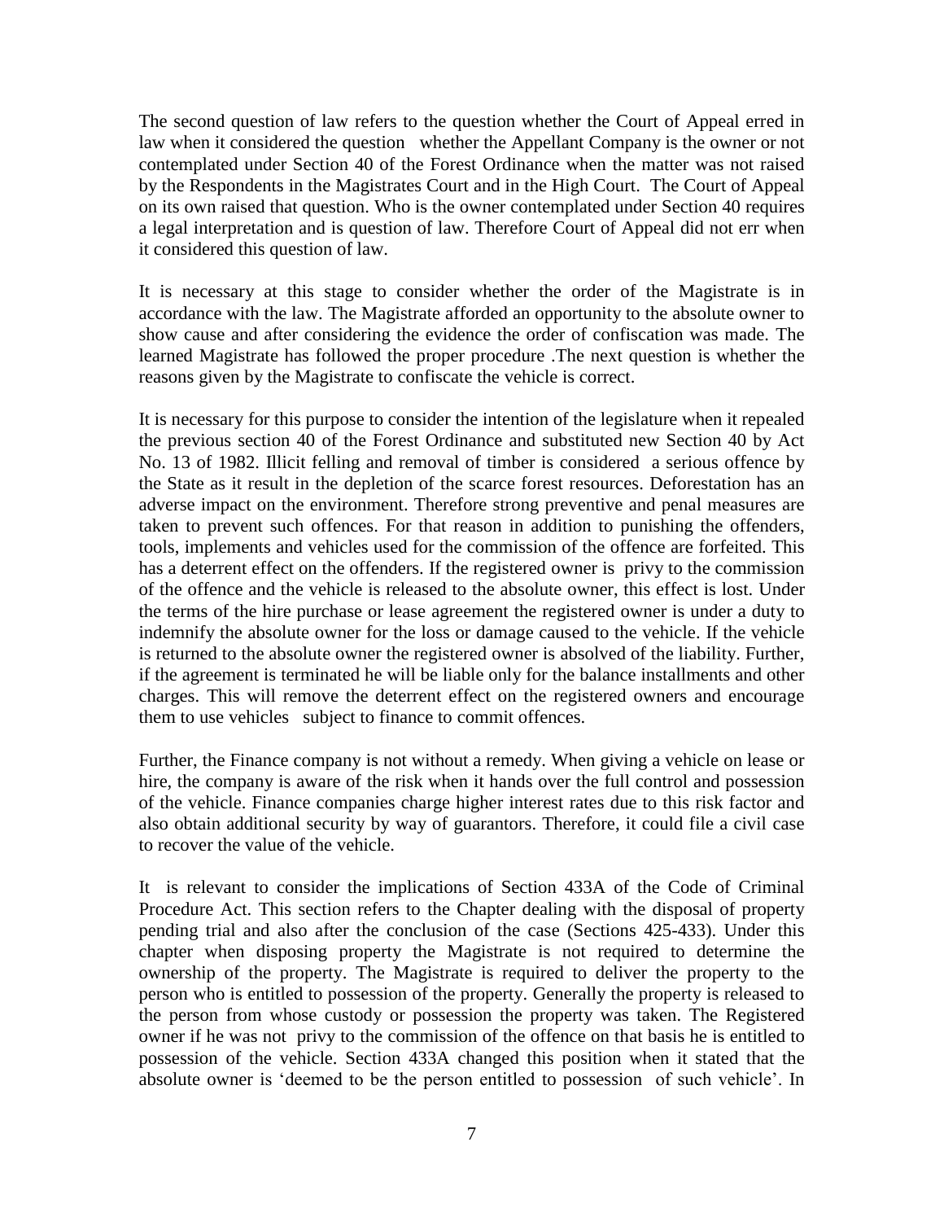The second question of law refers to the question whether the Court of Appeal erred in law when it considered the question whether the Appellant Company is the owner or not contemplated under Section 40 of the Forest Ordinance when the matter was not raised by the Respondents in the Magistrates Court and in the High Court. The Court of Appeal on its own raised that question. Who is the owner contemplated under Section 40 requires a legal interpretation and is question of law. Therefore Court of Appeal did not err when it considered this question of law.

It is necessary at this stage to consider whether the order of the Magistrate is in accordance with the law. The Magistrate afforded an opportunity to the absolute owner to show cause and after considering the evidence the order of confiscation was made. The learned Magistrate has followed the proper procedure .The next question is whether the reasons given by the Magistrate to confiscate the vehicle is correct.

It is necessary for this purpose to consider the intention of the legislature when it repealed the previous section 40 of the Forest Ordinance and substituted new Section 40 by Act No. 13 of 1982. Illicit felling and removal of timber is considered a serious offence by the State as it result in the depletion of the scarce forest resources. Deforestation has an adverse impact on the environment. Therefore strong preventive and penal measures are taken to prevent such offences. For that reason in addition to punishing the offenders, tools, implements and vehicles used for the commission of the offence are forfeited. This has a deterrent effect on the offenders. If the registered owner is privy to the commission of the offence and the vehicle is released to the absolute owner, this effect is lost. Under the terms of the hire purchase or lease agreement the registered owner is under a duty to indemnify the absolute owner for the loss or damage caused to the vehicle. If the vehicle is returned to the absolute owner the registered owner is absolved of the liability. Further, if the agreement is terminated he will be liable only for the balance installments and other charges. This will remove the deterrent effect on the registered owners and encourage them to use vehicles subject to finance to commit offences.

Further, the Finance company is not without a remedy. When giving a vehicle on lease or hire, the company is aware of the risk when it hands over the full control and possession of the vehicle. Finance companies charge higher interest rates due to this risk factor and also obtain additional security by way of guarantors. Therefore, it could file a civil case to recover the value of the vehicle.

It is relevant to consider the implications of Section 433A of the Code of Criminal Procedure Act. This section refers to the Chapter dealing with the disposal of property pending trial and also after the conclusion of the case (Sections 425-433). Under this chapter when disposing property the Magistrate is not required to determine the ownership of the property. The Magistrate is required to deliver the property to the person who is entitled to possession of the property. Generally the property is released to the person from whose custody or possession the property was taken. The Registered owner if he was not privy to the commission of the offence on that basis he is entitled to possession of the vehicle. Section 433A changed this position when it stated that the absolute owner is 'deemed to be the person entitled to possession of such vehicle'. In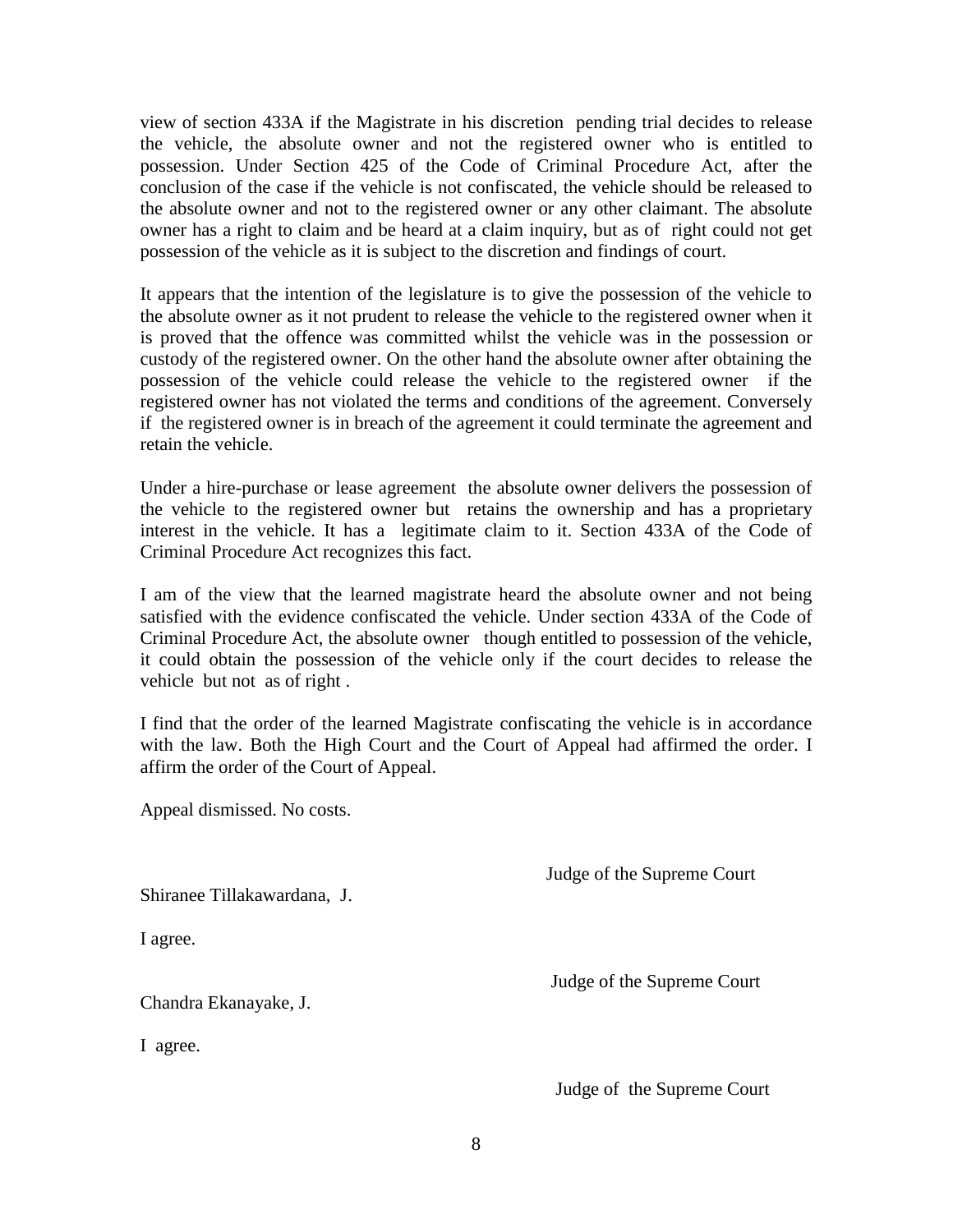view of section 433A if the Magistrate in his discretion pending trial decides to release the vehicle, the absolute owner and not the registered owner who is entitled to possession. Under Section 425 of the Code of Criminal Procedure Act, after the conclusion of the case if the vehicle is not confiscated, the vehicle should be released to the absolute owner and not to the registered owner or any other claimant. The absolute owner has a right to claim and be heard at a claim inquiry, but as of right could not get possession of the vehicle as it is subject to the discretion and findings of court.

It appears that the intention of the legislature is to give the possession of the vehicle to the absolute owner as it not prudent to release the vehicle to the registered owner when it is proved that the offence was committed whilst the vehicle was in the possession or custody of the registered owner. On the other hand the absolute owner after obtaining the possession of the vehicle could release the vehicle to the registered owner if the registered owner has not violated the terms and conditions of the agreement. Conversely if the registered owner is in breach of the agreement it could terminate the agreement and retain the vehicle.

Under a hire-purchase or lease agreement the absolute owner delivers the possession of the vehicle to the registered owner but retains the ownership and has a proprietary interest in the vehicle. It has a legitimate claim to it. Section 433A of the Code of Criminal Procedure Act recognizes this fact.

I am of the view that the learned magistrate heard the absolute owner and not being satisfied with the evidence confiscated the vehicle. Under section 433A of the Code of Criminal Procedure Act, the absolute owner though entitled to possession of the vehicle, it could obtain the possession of the vehicle only if the court decides to release the vehicle but not as of right .

I find that the order of the learned Magistrate confiscating the vehicle is in accordance with the law. Both the High Court and the Court of Appeal had affirmed the order. I affirm the order of the Court of Appeal.

Appeal dismissed. No costs.

Judge of the Supreme Court

Shiranee Tillakawardana, J.

I agree.

Judge of the Supreme Court

Chandra Ekanayake, J.

I agree.

Judge of the Supreme Court